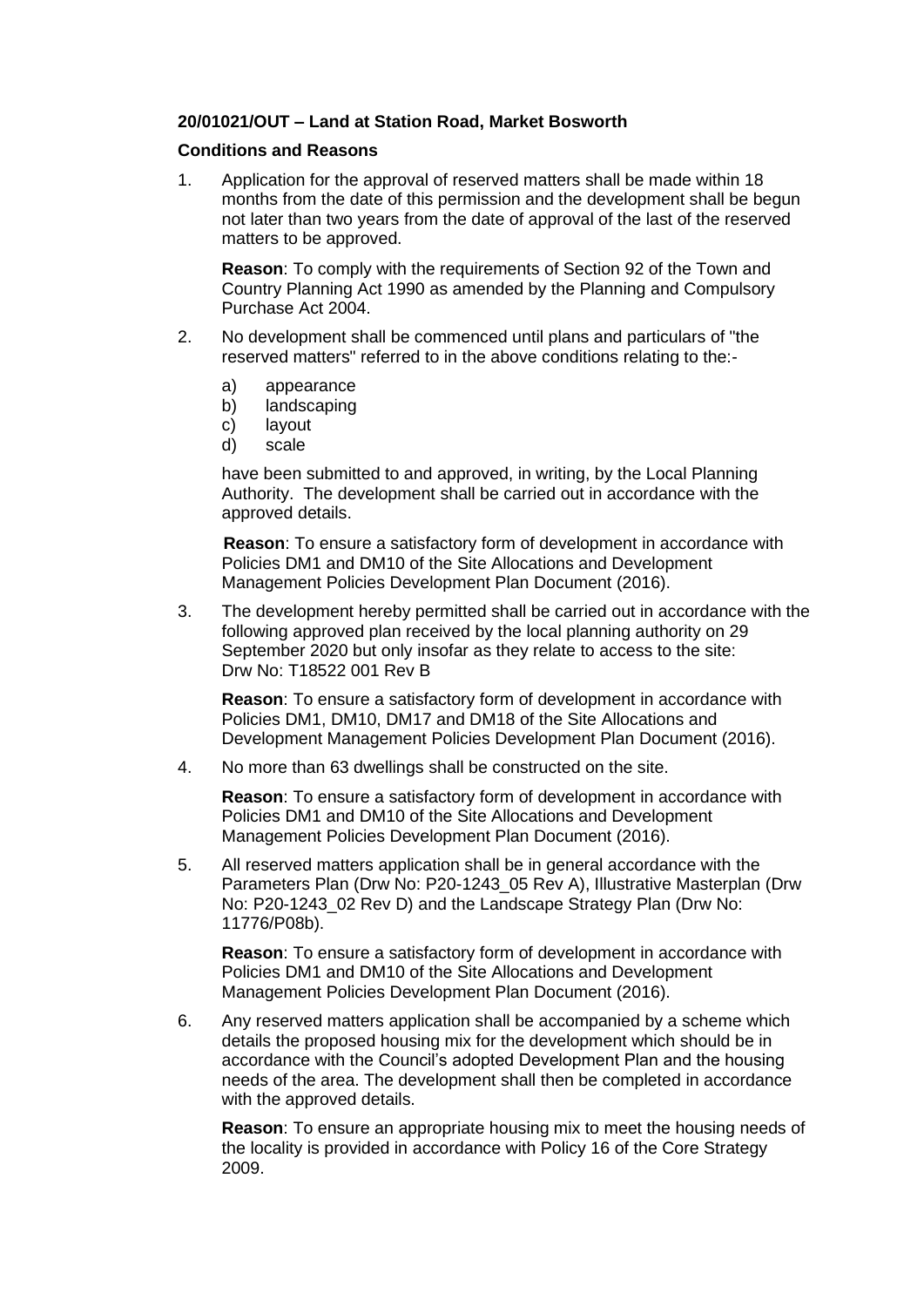**20/01021/OUT – Land at Station Road, Market Bosworth**

**Conditions and Reasons**

1. Application for the approval of reserved matters shall be made within 18 months from the date of this permission and the development shall be begun not later than two years from the date of approval of the last of the reserved matters to be approved.

   **Reason**: To comply with the requirements of Section 92 of the Town and Country Planning Act 1990 as amended by the Planning and Compulsory Purchase Act 2004.

2. No development shall be commenced until plans and particulars of "the reserved matters" referred to in the above conditions relating to the:-

   a) appearance
   b) landscaping
   c) layout
   d) scale

   have been submitted to and approved, in writing, by the Local Planning Authority. The development shall be carried out in accordance with the approved details.

   **Reason**: To ensure a satisfactory form of development in accordance with Policies DM1 and DM10 of the Site Allocations and Development Management Policies Development Plan Document (2016).

3. The development hereby permitted shall be carried out in accordance with the following approved plan received by the local planning authority on 29 September 2020 but only insofar as they relate to access to the site: Drw No: T18522 001 Rev B

   **Reason**: To ensure a satisfactory form of development in accordance with Policies DM1, DM10, DM17 and DM18 of the Site Allocations and Development Management Policies Development Plan Document (2016).

4. No more than 63 dwellings shall be constructed on the site.

   **Reason**: To ensure a satisfactory form of development in accordance with Policies DM1 and DM10 of the Site Allocations and Development Management Policies Development Plan Document (2016).

5. All reserved matters application shall be in general accordance with the Parameters Plan (Drw No: P20-1243_05 Rev A), Illustrative Masterplan (Drw No: P20-1243_02 Rev D) and the Landscape Strategy Plan (Drw No: 11776/P08b).

   **Reason**: To ensure a satisfactory form of development in accordance with Policies DM1 and DM10 of the Site Allocations and Development Management Policies Development Plan Document (2016).

6. Any reserved matters application shall be accompanied by a scheme which details the proposed housing mix for the development which should be in accordance with the Council's adopted Development Plan and the housing needs of the area. The development shall then be completed in accordance with the approved details.

   **Reason**: To ensure an appropriate housing mix to meet the housing needs of the locality is provided in accordance with Policy 16 of the Core Strategy 2009.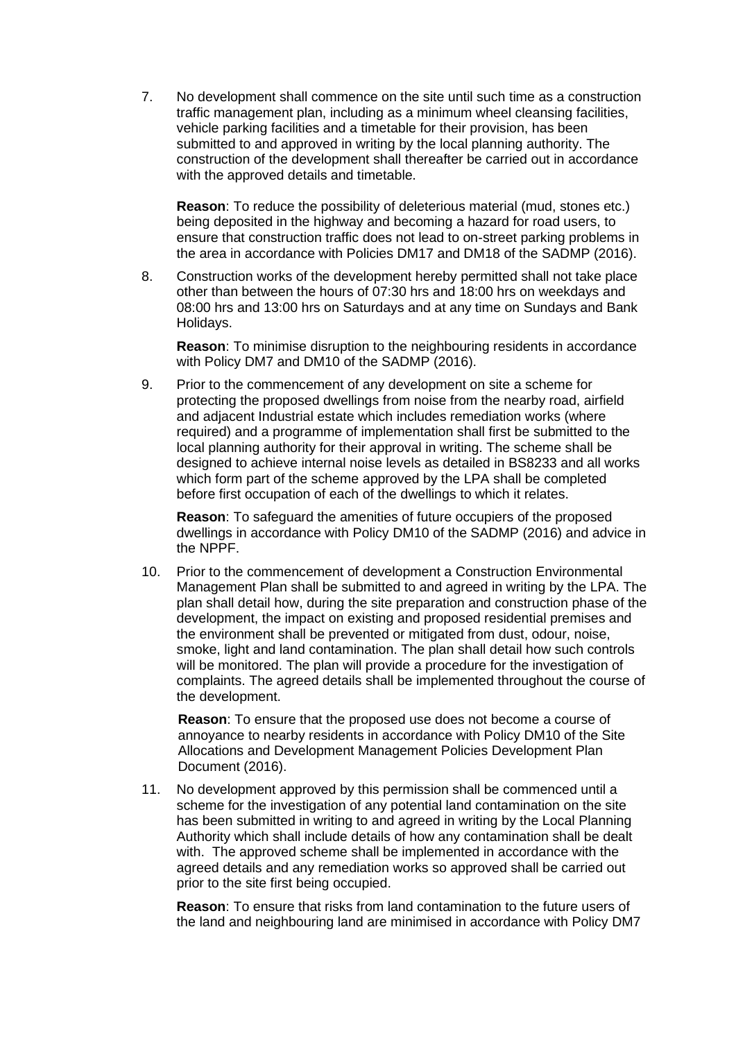7. No development shall commence on the site until such time as a construction traffic management plan, including as a minimum wheel cleansing facilities, vehicle parking facilities and a timetable for their provision, has been submitted to and approved in writing by the local planning authority. The construction of the development shall thereafter be carried out in accordance with the approved details and timetable.

   **Reason**: To reduce the possibility of deleterious material (mud, stones etc.) being deposited in the highway and becoming a hazard for road users, to ensure that construction traffic does not lead to on-street parking problems in the area in accordance with Policies DM17 and DM18 of the SADMP (2016).

8. Construction works of the development hereby permitted shall not take place other than between the hours of 07:30 hrs and 18:00 hrs on weekdays and 08:00 hrs and 13:00 hrs on Saturdays and at any time on Sundays and Bank Holidays.

   **Reason**: To minimise disruption to the neighbouring residents in accordance with Policy DM7 and DM10 of the SADMP (2016).

9. Prior to the commencement of any development on site a scheme for protecting the proposed dwellings from noise from the nearby road, airfield and adjacent Industrial estate which includes remediation works (where required) and a programme of implementation shall first be submitted to the local planning authority for their approval in writing. The scheme shall be designed to achieve internal noise levels as detailed in BS8233 and all works which form part of the scheme approved by the LPA shall be completed before first occupation of each of the dwellings to which it relates.

   **Reason**: To safeguard the amenities of future occupiers of the proposed dwellings in accordance with Policy DM10 of the SADMP (2016) and advice in the NPPF.

10. Prior to the commencement of development a Construction Environmental Management Plan shall be submitted to and agreed in writing by the LPA. The plan shall detail how, during the site preparation and construction phase of the development, the impact on existing and proposed residential premises and the environment shall be prevented or mitigated from dust, odour, noise, smoke, light and land contamination. The plan shall detail how such controls will be monitored. The plan will provide a procedure for the investigation of complaints. The agreed details shall be implemented throughout the course of the development.

    **Reason**: To ensure that the proposed use does not become a course of annoyance to nearby residents in accordance with Policy DM10 of the Site Allocations and Development Management Policies Development Plan Document (2016).

11. No development approved by this permission shall be commenced until a scheme for the investigation of any potential land contamination on the site has been submitted in writing to and agreed in writing by the Local Planning Authority which shall include details of how any contamination shall be dealt with. The approved scheme shall be implemented in accordance with the agreed details and any remediation works so approved shall be carried out prior to the site first being occupied.

    **Reason**: To ensure that risks from land contamination to the future users of the land and neighbouring land are minimised in accordance with Policy DM7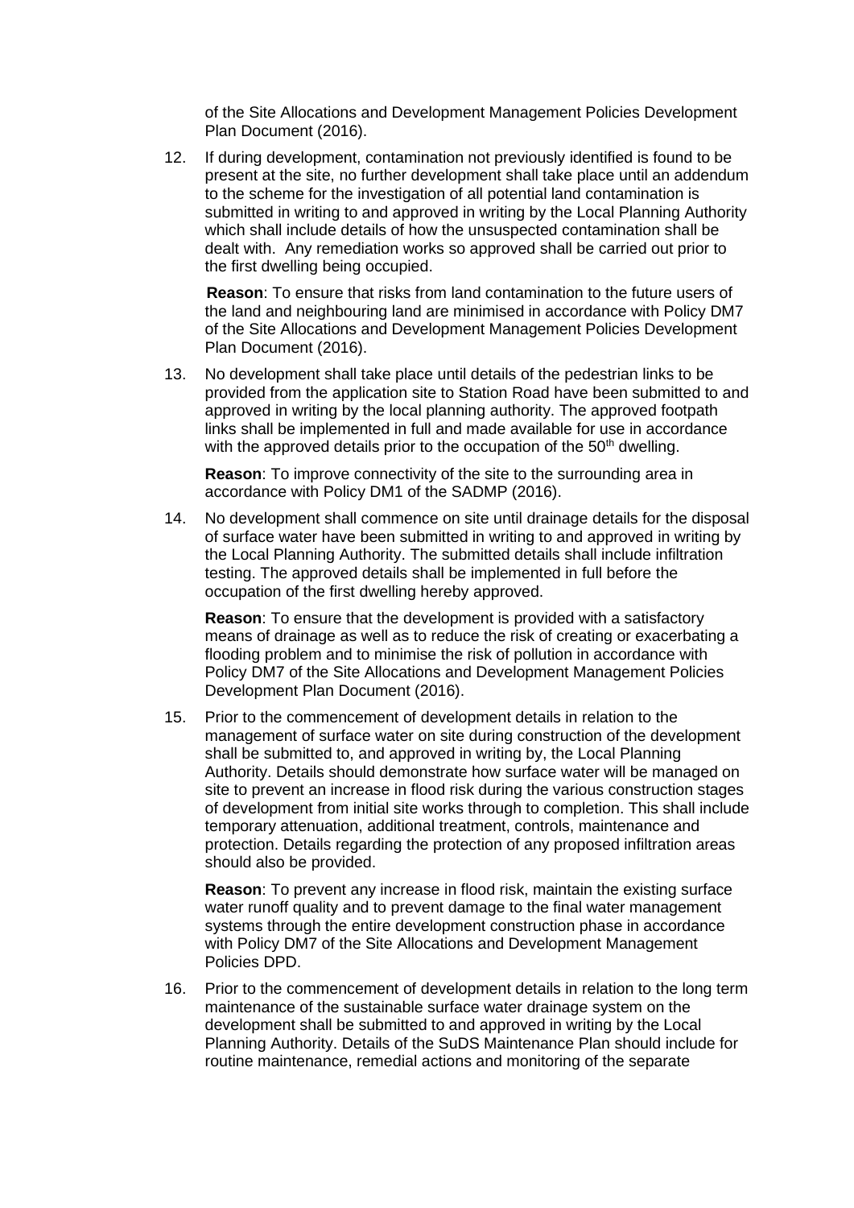of the Site Allocations and Development Management Policies Development Plan Document (2016).

12. If during development, contamination not previously identified is found to be present at the site, no further development shall take place until an addendum to the scheme for the investigation of all potential land contamination is submitted in writing to and approved in writing by the Local Planning Authority which shall include details of how the unsuspected contamination shall be dealt with. Any remediation works so approved shall be carried out prior to the first dwelling being occupied.

    **Reason**: To ensure that risks from land contamination to the future users of the land and neighbouring land are minimised in accordance with Policy DM7 of the Site Allocations and Development Management Policies Development Plan Document (2016).

13. No development shall take place until details of the pedestrian links to be provided from the application site to Station Road have been submitted to and approved in writing by the local planning authority. The approved footpath links shall be implemented in full and made available for use in accordance with the approved details prior to the occupation of the 50th dwelling.

    **Reason**: To improve connectivity of the site to the surrounding area in accordance with Policy DM1 of the SADMP (2016).

14. No development shall commence on site until drainage details for the disposal of surface water have been submitted in writing to and approved in writing by the Local Planning Authority. The submitted details shall include infiltration testing. The approved details shall be implemented in full before the occupation of the first dwelling hereby approved.

    **Reason**: To ensure that the development is provided with a satisfactory means of drainage as well as to reduce the risk of creating or exacerbating a flooding problem and to minimise the risk of pollution in accordance with Policy DM7 of the Site Allocations and Development Management Policies Development Plan Document (2016).

15. Prior to the commencement of development details in relation to the management of surface water on site during construction of the development shall be submitted to, and approved in writing by, the Local Planning Authority. Details should demonstrate how surface water will be managed on site to prevent an increase in flood risk during the various construction stages of development from initial site works through to completion. This shall include temporary attenuation, additional treatment, controls, maintenance and protection. Details regarding the protection of any proposed infiltration areas should also be provided.

    **Reason**: To prevent any increase in flood risk, maintain the existing surface water runoff quality and to prevent damage to the final water management systems through the entire development construction phase in accordance with Policy DM7 of the Site Allocations and Development Management Policies DPD.

16. Prior to the commencement of development details in relation to the long term maintenance of the sustainable surface water drainage system on the development shall be submitted to and approved in writing by the Local Planning Authority. Details of the SuDS Maintenance Plan should include for routine maintenance, remedial actions and monitoring of the separate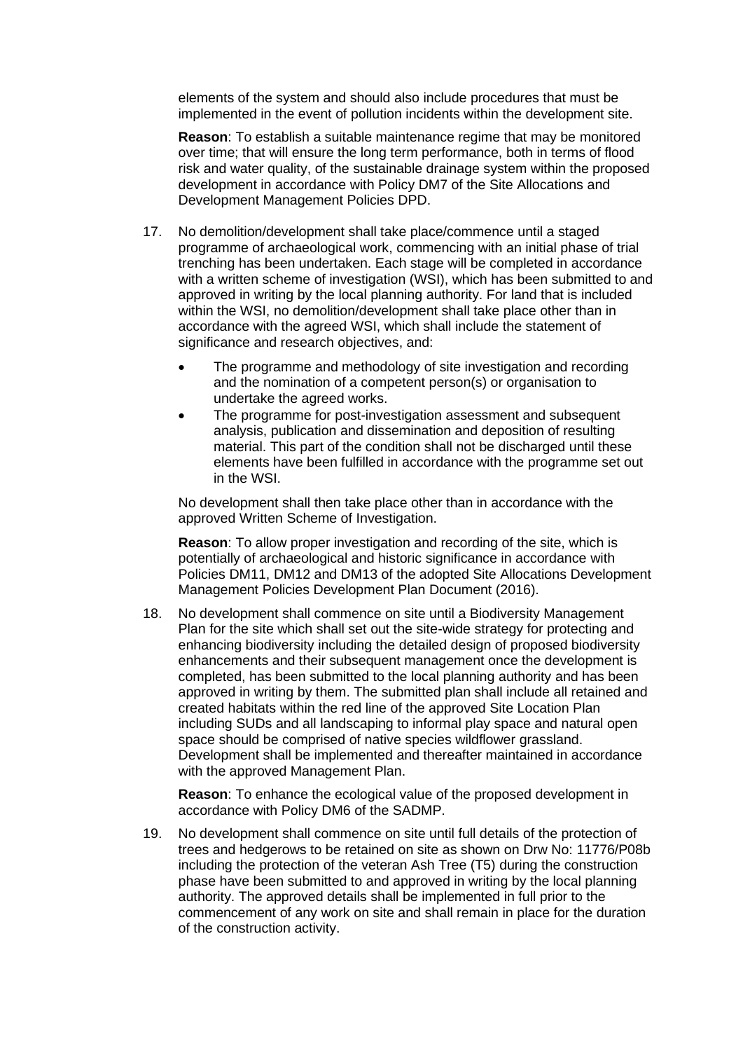elements of the system and should also include procedures that must be implemented in the event of pollution incidents within the development site.

**Reason**: To establish a suitable maintenance regime that may be monitored over time; that will ensure the long term performance, both in terms of flood risk and water quality, of the sustainable drainage system within the proposed development in accordance with Policy DM7 of the Site Allocations and Development Management Policies DPD.

17. No demolition/development shall take place/commence until a staged programme of archaeological work, commencing with an initial phase of trial trenching has been undertaken. Each stage will be completed in accordance with a written scheme of investigation (WSI), which has been submitted to and approved in writing by the local planning authority. For land that is included within the WSI, no demolition/development shall take place other than in accordance with the agreed WSI, which shall include the statement of significance and research objectives, and:

    - The programme and methodology of site investigation and recording and the nomination of a competent person(s) or organisation to undertake the agreed works.
    - The programme for post-investigation assessment and subsequent analysis, publication and dissemination and deposition of resulting material. This part of the condition shall not be discharged until these elements have been fulfilled in accordance with the programme set out in the WSI.

    No development shall then take place other than in accordance with the approved Written Scheme of Investigation.

    **Reason**: To allow proper investigation and recording of the site, which is potentially of archaeological and historic significance in accordance with Policies DM11, DM12 and DM13 of the adopted Site Allocations Development Management Policies Development Plan Document (2016).

18. No development shall commence on site until a Biodiversity Management Plan for the site which shall set out the site-wide strategy for protecting and enhancing biodiversity including the detailed design of proposed biodiversity enhancements and their subsequent management once the development is completed, has been submitted to the local planning authority and has been approved in writing by them. The submitted plan shall include all retained and created habitats within the red line of the approved Site Location Plan including SUDs and all landscaping to informal play space and natural open space should be comprised of native species wildflower grassland. Development shall be implemented and thereafter maintained in accordance with the approved Management Plan.

    **Reason**: To enhance the ecological value of the proposed development in accordance with Policy DM6 of the SADMP.

19. No development shall commence on site until full details of the protection of trees and hedgerows to be retained on site as shown on Drw No: 11776/P08b including the protection of the veteran Ash Tree (T5) during the construction phase have been submitted to and approved in writing by the local planning authority. The approved details shall be implemented in full prior to the commencement of any work on site and shall remain in place for the duration of the construction activity.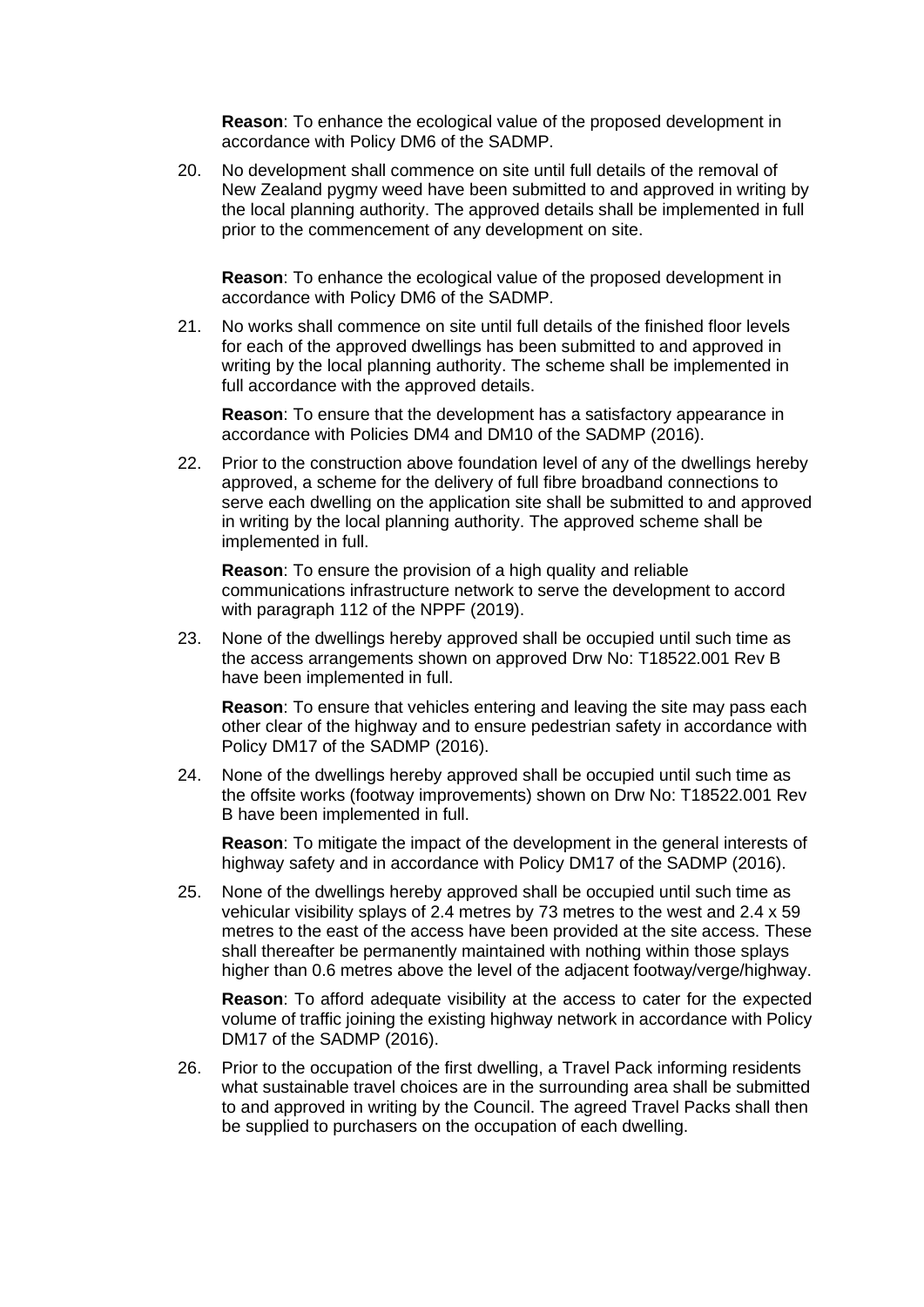**Reason**: To enhance the ecological value of the proposed development in accordance with Policy DM6 of the SADMP.

20. No development shall commence on site until full details of the removal of New Zealand pygmy weed have been submitted to and approved in writing by the local planning authority. The approved details shall be implemented in full prior to the commencement of any development on site.

    **Reason**: To enhance the ecological value of the proposed development in accordance with Policy DM6 of the SADMP.

21. No works shall commence on site until full details of the finished floor levels for each of the approved dwellings has been submitted to and approved in writing by the local planning authority. The scheme shall be implemented in full accordance with the approved details.

    **Reason**: To ensure that the development has a satisfactory appearance in accordance with Policies DM4 and DM10 of the SADMP (2016).

22. Prior to the construction above foundation level of any of the dwellings hereby approved, a scheme for the delivery of full fibre broadband connections to serve each dwelling on the application site shall be submitted to and approved in writing by the local planning authority. The approved scheme shall be implemented in full.

    **Reason**: To ensure the provision of a high quality and reliable communications infrastructure network to serve the development to accord with paragraph 112 of the NPPF (2019).

23. None of the dwellings hereby approved shall be occupied until such time as the access arrangements shown on approved Drw No: T18522.001 Rev B have been implemented in full.

    **Reason**: To ensure that vehicles entering and leaving the site may pass each other clear of the highway and to ensure pedestrian safety in accordance with Policy DM17 of the SADMP (2016).

24. None of the dwellings hereby approved shall be occupied until such time as the offsite works (footway improvements) shown on Drw No: T18522.001 Rev B have been implemented in full.

    **Reason**: To mitigate the impact of the development in the general interests of highway safety and in accordance with Policy DM17 of the SADMP (2016).

25. None of the dwellings hereby approved shall be occupied until such time as vehicular visibility splays of 2.4 metres by 73 metres to the west and 2.4 x 59 metres to the east of the access have been provided at the site access. These shall thereafter be permanently maintained with nothing within those splays higher than 0.6 metres above the level of the adjacent footway/verge/highway.

    **Reason**: To afford adequate visibility at the access to cater for the expected volume of traffic joining the existing highway network in accordance with Policy DM17 of the SADMP (2016).

26. Prior to the occupation of the first dwelling, a Travel Pack informing residents what sustainable travel choices are in the surrounding area shall be submitted to and approved in writing by the Council. The agreed Travel Packs shall then be supplied to purchasers on the occupation of each dwelling.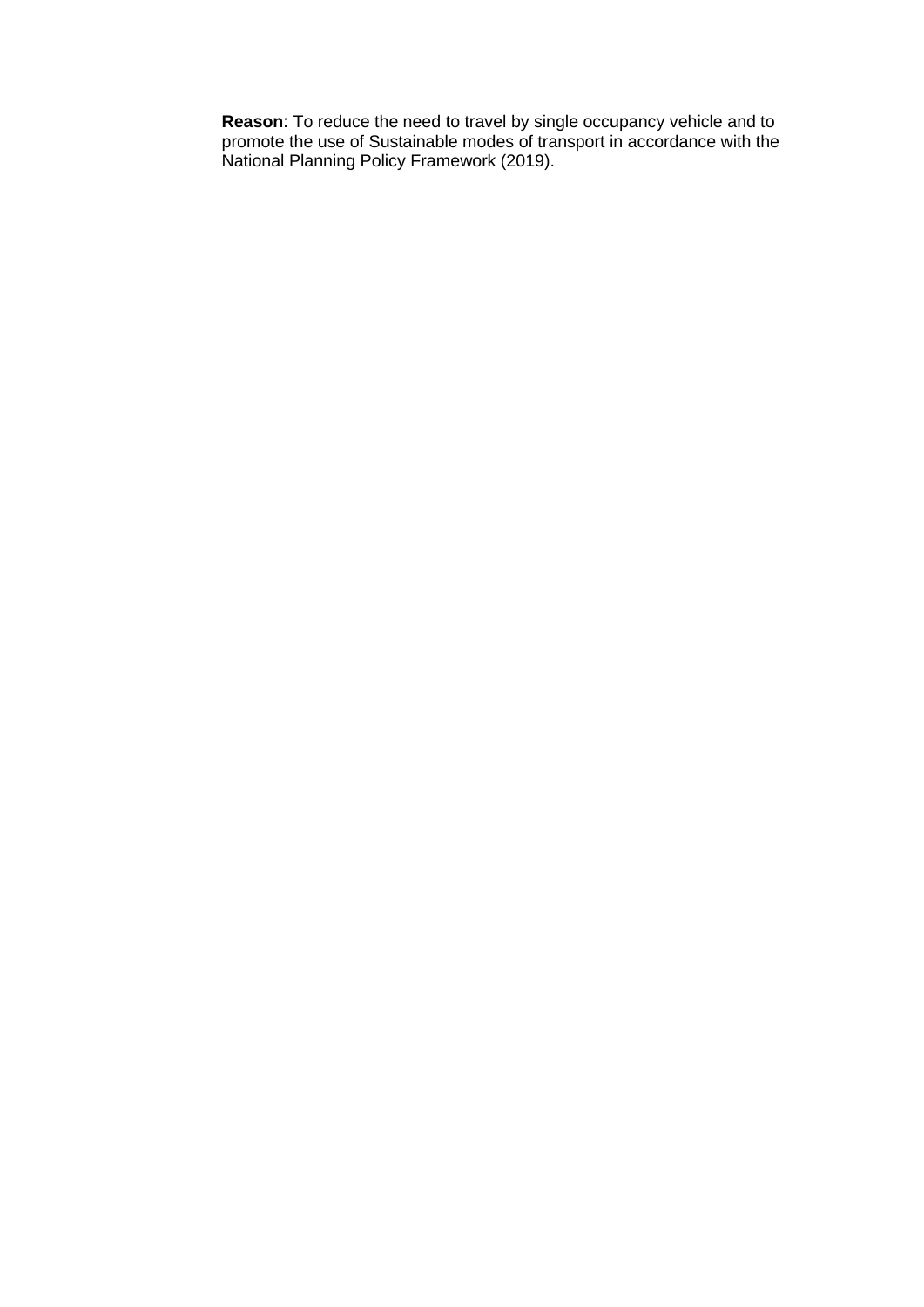**Reason**: To reduce the need to travel by single occupancy vehicle and to promote the use of Sustainable modes of transport in accordance with the National Planning Policy Framework (2019).